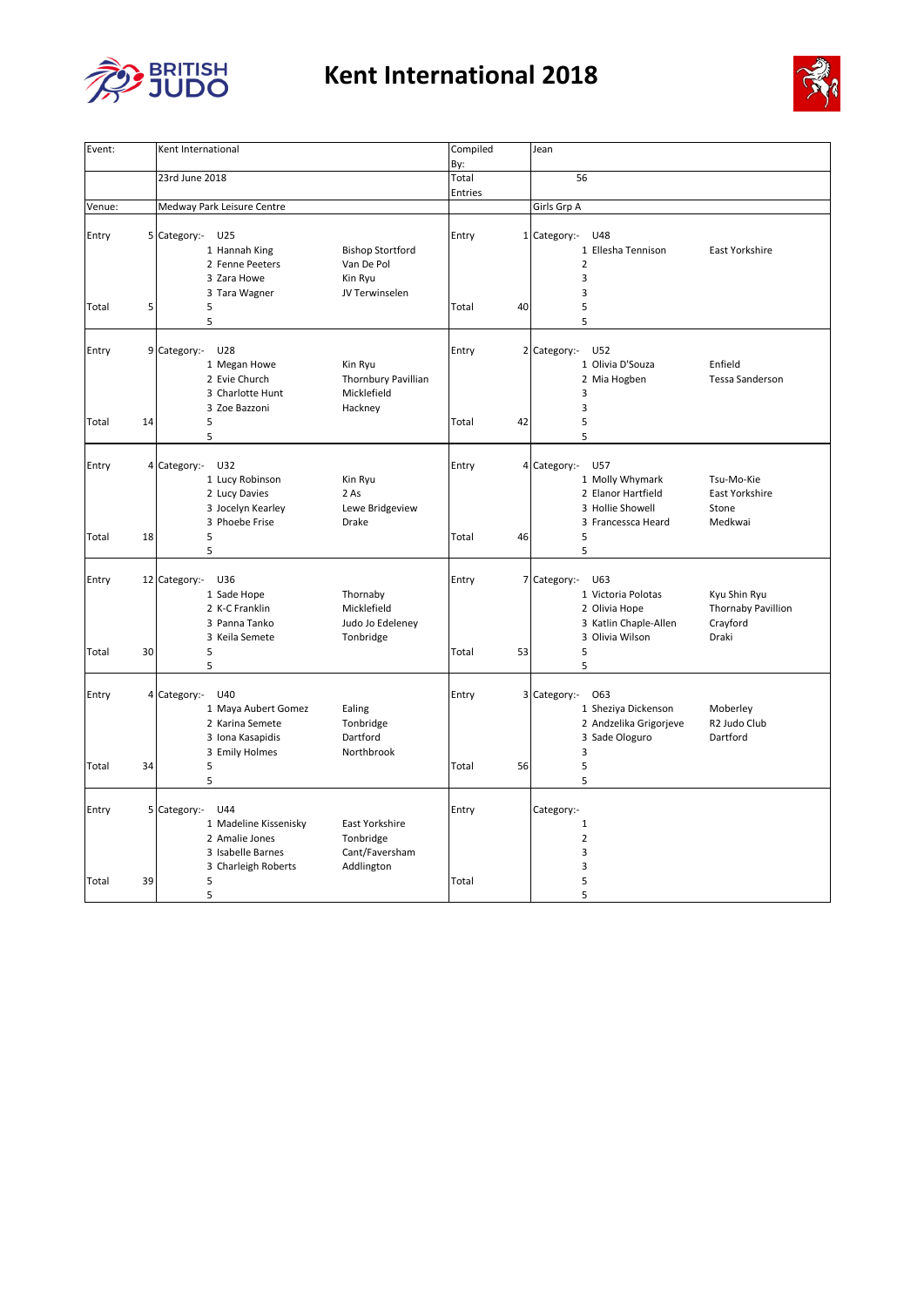# Kent International 2018

| | | | | | |
|---|---|---|---|---|---|
| Event: | Kent International | | Compiled By: | Jean | |
| | 23rd June 2018 | | Total Entries | 56 | |
| Venue: | Medway Park Leisure Centre | | | Girls Grp A | |

| | | | | | | | | | |
|---|---|---|---|---|---|---|---|---|---|
| Entry | 5 | Category:- U25 | | | Entry | 1 | Category:- U48 | | |
| | | 1 | Hannah King | Bishop Stortford | | | 1 | Ellesha Tennison | East Yorkshire |
| | | 2 | Fenne Peeters | Van De Pol | | | 2 | | |
| | | 3 | Zara Howe | Kin Ryu | | | 3 | | |
| | | 3 | Tara Wagner | JV Terwinselen | | | 3 | | |
| Total | 5 | 5 | | | Total | 40 | 5 | | |
| | | 5 | | | | | 5 | | |
| Entry | 9 | Category:- U28 | | | Entry | 2 | Category:- U52 | | |
| | | 1 | Megan Howe | Kin Ryu | | | 1 | Olivia D'Souza | Enfield |
| | | 2 | Evie Church | Thornbury Pavillian | | | 2 | Mia Hogben | Tessa Sanderson |
| | | 3 | Charlotte Hunt | Micklefield | | | 3 | | |
| | | 3 | Zoe Bazzoni | Hackney | | | 3 | | |
| Total | 14 | 5 | | | Total | 42 | 5 | | |
| | | 5 | | | | | 5 | | |
| Entry | 4 | Category:- U32 | | | Entry | 4 | Category:- U57 | | |
| | | 1 | Lucy Robinson | Kin Ryu | | | 1 | Molly Whymark | Tsu-Mo-Kie |
| | | 2 | Lucy Davies | 2 As | | | 2 | Elanor Hartfield | East Yorkshire |
| | | 3 | Jocelyn Kearley | Lewe Bridgeview | | | 3 | Hollie Showell | Stone |
| | | 3 | Phoebe Frise | Drake | | | 3 | Francessca Heard | Medkwai |
| Total | 18 | 5 | | | Total | 46 | 5 | | |
| | | 5 | | | | | 5 | | |
| Entry | 12 | Category:- U36 | | | Entry | 7 | Category:- U63 | | |
| | | 1 | Sade Hope | Thornaby | | | 1 | Victoria Polotas | Kyu Shin Ryu |
| | | 2 | K-C Franklin | Micklefield | | | 2 | Olivia Hope | Thornaby Pavillion |
| | | 3 | Panna Tanko | Judo Jo Edeleney | | | 3 | Katlin Chaple-Allen | Crayford |
| | | 3 | Keila Semete | Tonbridge | | | 3 | Olivia Wilson | Draki |
| Total | 30 | 5 | | | Total | 53 | 5 | | |
| | | 5 | | | | | 5 | | |
| Entry | 4 | Category:- U40 | | | Entry | 3 | Category:- O63 | | |
| | | 1 | Maya Aubert Gomez | Ealing | | | 1 | Sheziya Dickenson | Moberley |
| | | 2 | Karina Semete | Tonbridge | | | 2 | Andzelika Grigorjeve | R2 Judo Club |
| | | 3 | Iona Kasapidis | Dartford | | | 3 | Sade Ologuro | Dartford |
| | | 3 | Emily Holmes | Northbrook | | | 3 | | |
| Total | 34 | 5 | | | Total | 56 | 5 | | |
| | | 5 | | | | | 5 | | |
| Entry | 5 | Category:- U44 | | | Entry | | Category:- | | |
| | | 1 | Madeline Kissenisky | East Yorkshire | | | 1 | | |
| | | 2 | Amalie Jones | Tonbridge | | | 2 | | |
| | | 3 | Isabelle Barnes | Cant/Faversham | | | 3 | | |
| | | 3 | Charleigh Roberts | Addlington | | | 3 | | |
| Total | 39 | 5 | | | Total | | 5 | | |
| | | 5 | | | | | 5 | | |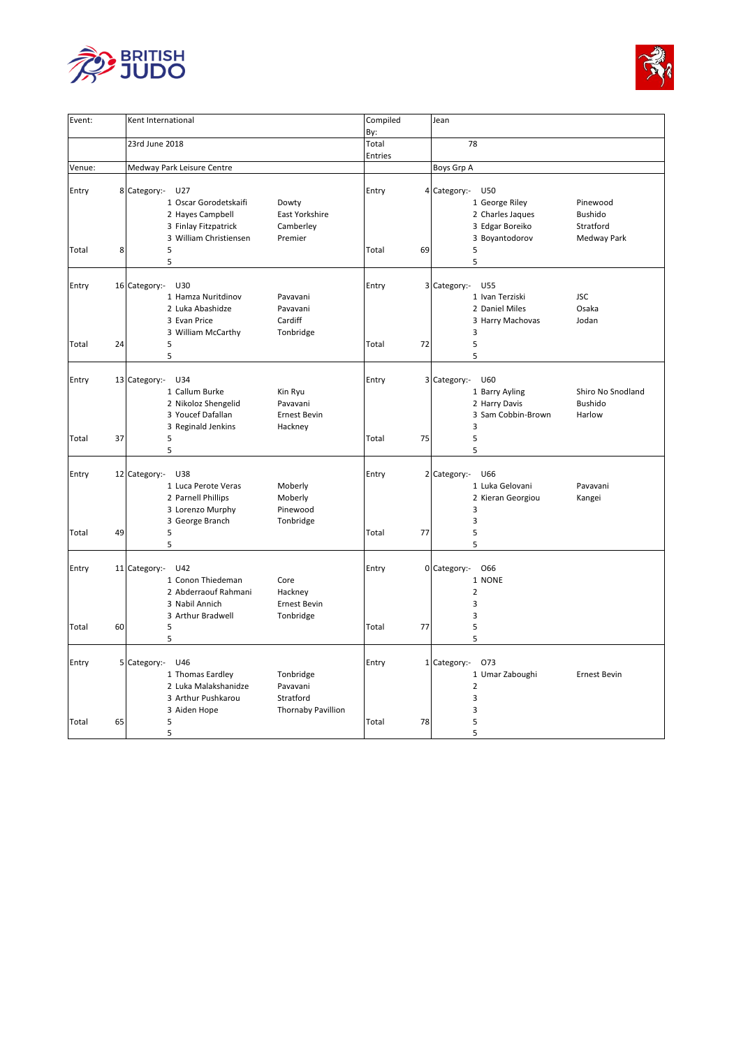| Event: | Kent International | Compiled By: | Jean |
|---|---|---|---|
| | 23rd June 2018 | Total Entries | 78 |
| Venue: | Medway Park Leisure Centre | | Boys Grp A |

| | | Category:- | | | | Category:- | |
|---|---|---|---|---|---|---|---|
| Entry | 8 | U27 | | Entry | 4 | U50 | |
| | | 1 Oscar Gorodetskaifi | Dowty | | | 1 George Riley | Pinewood |
| | | 2 Hayes Campbell | East Yorkshire | | | 2 Charles Jaques | Bushido |
| | | 3 Finlay Fitzpatrick | Camberley | | | 3 Edgar Boreiko | Stratford |
| | | 3 William Christiensen | Premier | | | 3 Boyantodorov | Medway Park |
| Total | 8 | 5 | | Total | 69 | 5 | |
| | | 5 | | | | 5 | |
| Entry | 16 | U30 | | Entry | 3 | U55 | |
| | | 1 Hamza Nuritdinov | Pavavani | | | 1 Ivan Terziski | JSC |
| | | 2 Luka Abashidze | Pavavani | | | 2 Daniel Miles | Osaka |
| | | 3 Evan Price | Cardiff | | | 3 Harry Machovas | Jodan |
| | | 3 William McCarthy | Tonbridge | | | 3 | |
| Total | 24 | 5 | | Total | 72 | 5 | |
| | | 5 | | | | 5 | |
| Entry | 13 | U34 | | Entry | 3 | U60 | |
| | | 1 Callum Burke | Kin Ryu | | | 1 Barry Ayling | Shiro No Snodland |
| | | 2 Nikoloz Shengelid | Pavavani | | | 2 Harry Davis | Bushido |
| | | 3 Youcef Dafallan | Ernest Bevin | | | 3 Sam Cobbin-Brown | Harlow |
| | | 3 Reginald Jenkins | Hackney | | | 3 | |
| Total | 37 | 5 | | Total | 75 | 5 | |
| | | 5 | | | | 5 | |
| Entry | 12 | U38 | | Entry | 2 | U66 | |
| | | 1 Luca Perote Veras | Moberly | | | 1 Luka Gelovani | Pavavani |
| | | 2 Parnell Phillips | Moberly | | | 2 Kieran Georgiou | Kangei |
| | | 3 Lorenzo Murphy | Pinewood | | | 3 | |
| | | 3 George Branch | Tonbridge | | | 3 | |
| Total | 49 | 5 | | Total | 77 | 5 | |
| | | 5 | | | | 5 | |
| Entry | 11 | U42 | | Entry | 0 | O66 | |
| | | 1 Conon Thiedeman | Core | | | 1 NONE | |
| | | 2 Abderraouf Rahmani | Hackney | | | 2 | |
| | | 3 Nabil Annich | Ernest Bevin | | | 3 | |
| | | 3 Arthur Bradwell | Tonbridge | | | 3 | |
| Total | 60 | 5 | | Total | 77 | 5 | |
| | | 5 | | | | 5 | |
| Entry | 5 | U46 | | Entry | 1 | O73 | |
| | | 1 Thomas Eardley | Tonbridge | | | 1 Umar Zaboughi | Ernest Bevin |
| | | 2 Luka Malakshanidze | Pavavani | | | 2 | |
| | | 3 Arthur Pushkarou | Stratford | | | 3 | |
| | | 3 Aiden Hope | Thornaby Pavillion | | | 3 | |
| Total | 65 | 5 | | Total | 78 | 5 | |
| | | 5 | | | | 5 | |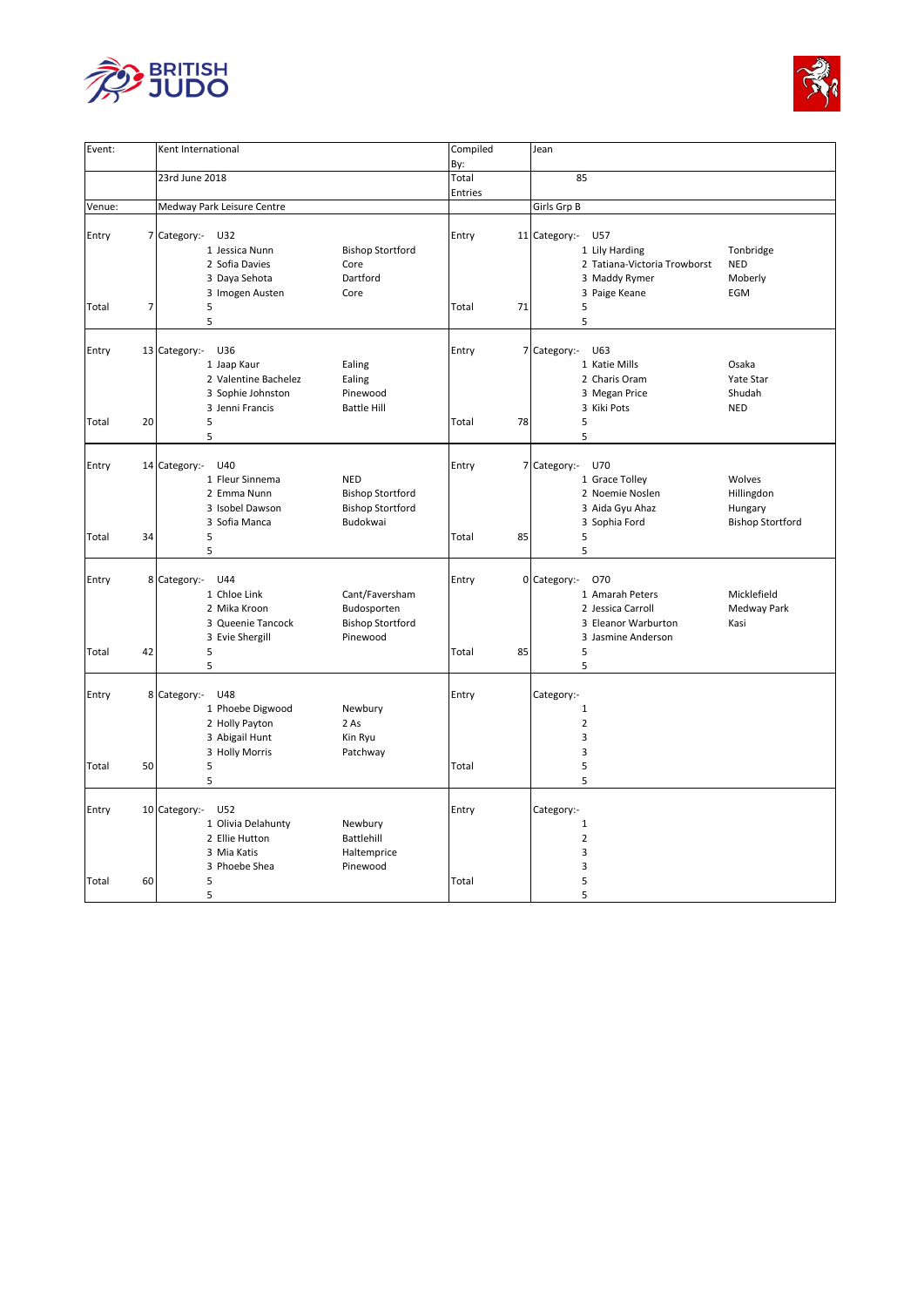| | | | | | | | | | |
|---|---|---|---|---|---|---|---|---|---|
| Event: | Kent International | | | Compiled By: | Jean | | | | |
| | 23rd June 2018 | | | Total Entries | 85 | | | | |
| Venue: | Medway Park Leisure Centre | | | | Girls Grp B | | | | |
| Entry | 7 | Category:- U32 | | Entry | 11 | Category:- U57 | | | |
| | | 1 Jessica Nunn | Bishop Stortford | | | 1 Lily Harding | Tonbridge | | |
| | | 2 Sofia Davies | Core | | | 2 Tatiana-Victoria Trowborst | NED | | |
| | | 3 Daya Sehota | Dartford | | | 3 Maddy Rymer | Moberly | | |
| | | 3 Imogen Austen | Core | | | 3 Paige Keane | EGM | | |
| Total | 7 | 5 | | Total | 71 | 5 | | | |
| | | 5 | | | | 5 | | | |
| Entry | 13 | Category:- U36 | | Entry | 7 | Category:- U63 | | | |
| | | 1 Jaap Kaur | Ealing | | | 1 Katie Mills | Osaka | | |
| | | 2 Valentine Bachelez | Ealing | | | 2 Charis Oram | Yate Star | | |
| | | 3 Sophie Johnston | Pinewood | | | 3 Megan Price | Shudah | | |
| | | 3 Jenni Francis | Battle Hill | | | 3 Kiki Pots | NED | | |
| Total | 20 | 5 | | Total | 78 | 5 | | | |
| | | 5 | | | | 5 | | | |
| Entry | 14 | Category:- U40 | | Entry | 7 | Category:- U70 | | | |
| | | 1 Fleur Sinnema | NED | | | 1 Grace Tolley | Wolves | | |
| | | 2 Emma Nunn | Bishop Stortford | | | 2 Noemie Noslen | Hillingdon | | |
| | | 3 Isobel Dawson | Bishop Stortford | | | 3 Aida Gyu Ahaz | Hungary | | |
| | | 3 Sofia Manca | Budokwai | | | 3 Sophia Ford | Bishop Stortford | | |
| Total | 34 | 5 | | Total | 85 | 5 | | | |
| | | 5 | | | | 5 | | | |
| Entry | 8 | Category:- U44 | | Entry | 0 | Category:- O70 | | | |
| | | 1 Chloe Link | Cant/Faversham | | | 1 Amarah Peters | Micklefield | | |
| | | 2 Mika Kroon | Budosporten | | | 2 Jessica Carroll | Medway Park | | |
| | | 3 Queenie Tancock | Bishop Stortford | | | 3 Eleanor Warburton | Kasi | | |
| | | 3 Evie Shergill | Pinewood | | | 3 Jasmine Anderson | | | |
| Total | 42 | 5 | | Total | 85 | 5 | | | |
| | | 5 | | | | 5 | | | |
| Entry | 8 | Category:- U48 | | Entry | | Category:- | | | |
| | | 1 Phoebe Digwood | Newbury | | | 1 | | | |
| | | 2 Holly Payton | 2 As | | | 2 | | | |
| | | 3 Abigail Hunt | Kin Ryu | | | 3 | | | |
| | | 3 Holly Morris | Patchway | | | 3 | | | |
| Total | 50 | 5 | | Total | | 5 | | | |
| | | 5 | | | | 5 | | | |
| Entry | 10 | Category:- U52 | | Entry | | Category:- | | | |
| | | 1 Olivia Delahunty | Newbury | | | 1 | | | |
| | | 2 Ellie Hutton | Battlehill | | | 2 | | | |
| | | 3 Mia Katis | Haltemprice | | | 3 | | | |
| | | 3 Phoebe Shea | Pinewood | | | 3 | | | |
| Total | 60 | 5 | | Total | | 5 | | | |
| | | 5 | | | | 5 | | | |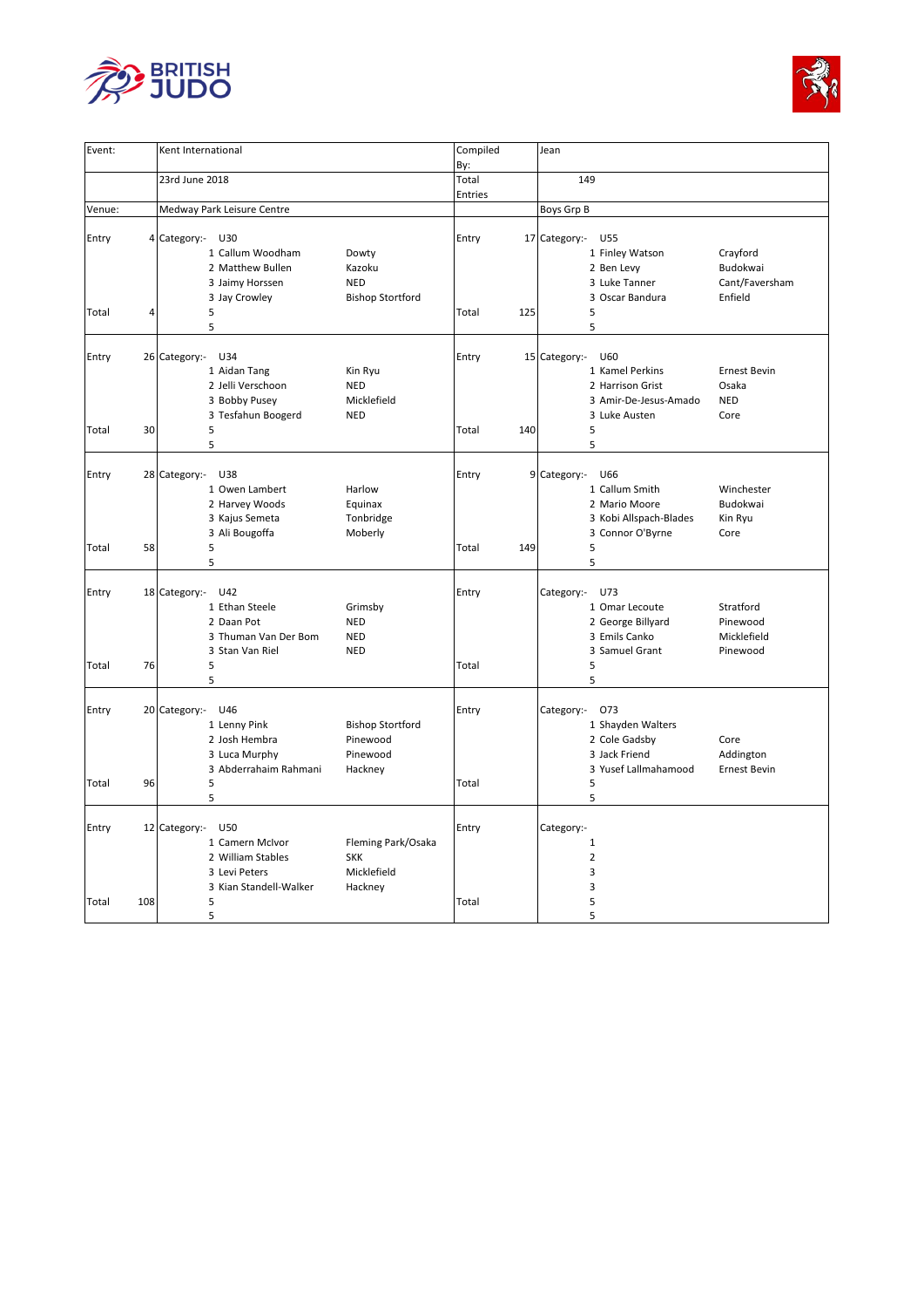BRITISH JUDO

| | | | | | | | |
|---|---|---|---|---|---|---|---|
| Event: | Kent International | | | Compiled By: | Jean | | |
| | 23rd June 2018 | | | Total Entries | 149 | | |
| Venue: | Medway Park Leisure Centre | | | | Boys Grp B | | |
| Entry 4 | Category:- U30 | | | Entry 17 | Category:- U55 | | |
| | 1 | Callum Woodham | Dowty | | 1 | Finley Watson | Crayford |
| | 2 | Matthew Bullen | Kazoku | | 2 | Ben Levy | Budokwai |
| | 3 | Jaimy Horssen | NED | | 3 | Luke Tanner | Cant/Faversham |
| | 3 | Jay Crowley | Bishop Stortford | | 3 | Oscar Bandura | Enfield |
| Total 4 | 5 | | | Total 125 | 5 | | |
| | 5 | | | | 5 | | |
| Entry 26 | Category:- U34 | | | Entry 15 | Category:- U60 | | |
| | 1 | Aidan Tang | Kin Ryu | | 1 | Kamel Perkins | Ernest Bevin |
| | 2 | Jelli Verschoon | NED | | 2 | Harrison Grist | Osaka |
| | 3 | Bobby Pusey | Mickfefield | | 3 | Amir-De-Jesus-Amado | NED |
| | 3 | Tesfahun Boogerd | NED | | 3 | Luke Austen | Core |
| Total 30 | 5 | | | Total 140 | 5 | | |
| | 5 | | | | 5 | | |
| Entry 28 | Category:- U38 | | | Entry 9 | Category:- U66 | | |
| | 1 | Owen Lambert | Harlow | | 1 | Callum Smith | Winchester |
| | 2 | Harvey Woods | Equinax | | 2 | Mario Moore | Budokwai |
| | 3 | Kajus Semeta | Tonbridge | | 3 | Kobi Allspach-Blades | Kin Ryu |
| | 3 | Ali Bougoffa | Moberly | | 3 | Connor O'Byrne | Core |
| Total 58 | 5 | | | Total 149 | 5 | | |
| | 5 | | | | 5 | | |
| Entry 18 | Category:- U42 | | | Entry | Category:- U73 | | |
| | 1 | Ethan Steele | Grimsby | | 1 | Omar Lecoute | Stratford |
| | 2 | Daan Pot | NED | | 2 | George Billyard | Pinewood |
| | 3 | Thuman Van Der Bom | NED | | 3 | Emils Canko | Micklefield |
| | 3 | Stan Van Riel | NED | | 3 | Samuel Grant | Pinewood |
| Total 76 | 5 | | | Total | 5 | | |
| | 5 | | | | 5 | | |
| Entry 20 | Category:- U46 | | | Entry | Category:- O73 | | |
| | 1 | Lenny Pink | Bishop Stortford | | 1 | Shayden Walters | |
| | 2 | Josh Hembra | Pinewood | | 2 | Cole Gadsby | Core |
| | 3 | Luca Murphy | Pinewood | | 3 | Jack Friend | Addington |
| | 3 | Abderrahaim Rahmani | Hackney | | 3 | Yusef Lallmahamood | Ernest Bevin |
| Total 96 | 5 | | | Total | 5 | | |
| | 5 | | | | 5 | | |
| Entry 12 | Category:- U50 | | | Entry | Category:- | | |
| | 1 | Camern McIvor | Fleming Park/Osaka | | 1 | | |
| | 2 | William Stables | SKK | | 2 | | |
| | 3 | Levi Peters | Micklefield | | 3 | | |
| | 3 | Kian Standell-Walker | Hackney | | 3 | | |
| Total 108 | 5 | | | Total | 5 | | |
| | 5 | | | | 5 | | |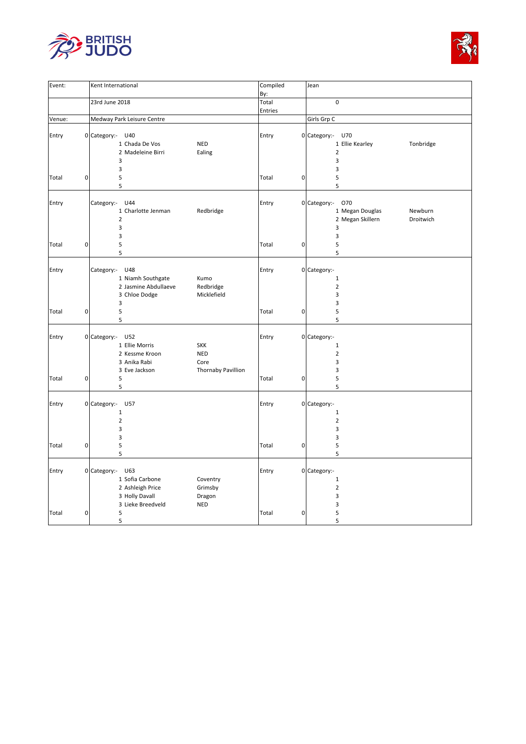| | | | | | |
|---|---|---|---|---|---|
| Event: | Kent International | | Compiled By: | Jean | |
| | 23rd June 2018 | | Total Entries | 0 | |
| Venue: | Medway Park Leisure Centre | | | Girls Grp C | |

| | | | | | | | |
|---|---|---|---|---|---|---|---|
| Entry | 0 | Category:- U40 | | Entry | 0 | Category:- U70 | |
| | | 1 Chada De Vos | NED | | | 1 Ellie Kearley | Tonbridge |
| | | 2 Madeleine Birri | Ealing | | | 2 | |
| | | 3 | | | | 3 | |
| | | 3 | | | | 3 | |
| Total | 0 | 5 | | Total | 0 | 5 | |
| | | 5 | | | | 5 | |
| Entry | | Category:- U44 | | Entry | 0 | Category:- O70 | |
| | | 1 Charlotte Jenman | Redbridge | | | 1 Megan Douglas | Newburn |
| | | 2 | | | | 2 Megan Skillern | Droitwich |
| | | 3 | | | | 3 | |
| | | 3 | | | | 3 | |
| Total | 0 | 5 | | Total | 0 | 5 | |
| | | 5 | | | | 5 | |
| Entry | | Category:- U48 | | Entry | 0 | Category:- | |
| | | 1 Niamh Southgate | Kumo | | | 1 | |
| | | 2 Jasmine Abdullaeve | Redbridge | | | 2 | |
| | | 3 Chloe Dodge | Micklefield | | | 3 | |
| | | 3 | | | | 3 | |
| Total | 0 | 5 | | Total | 0 | 5 | |
| | | 5 | | | | 5 | |
| Entry | 0 | Category:- U52 | | Entry | 0 | Category:- | |
| | | 1 Ellie Morris | SKK | | | 1 | |
| | | 2 Kessme Kroon | NED | | | 2 | |
| | | 3 Anika Rabi | Core | | | 3 | |
| | | 3 Eve Jackson | Thornaby Pavillion | | | 3 | |
| Total | 0 | 5 | | Total | 0 | 5 | |
| | | 5 | | | | 5 | |
| Entry | 0 | Category:- U57 | | Entry | 0 | Category:- | |
| | | 1 | | | | 1 | |
| | | 2 | | | | 2 | |
| | | 3 | | | | 3 | |
| | | 3 | | | | 3 | |
| Total | 0 | 5 | | Total | 0 | 5 | |
| | | 5 | | | | 5 | |
| Entry | 0 | Category:- U63 | | Entry | 0 | Category:- | |
| | | 1 Sofia Carbone | Coventry | | | 1 | |
| | | 2 Ashleigh Price | Grimsby | | | 2 | |
| | | 3 Holly Davall | Dragon | | | 3 | |
| | | 3 Lieke Breedveld | NED | | | 3 | |
| Total | 0 | 5 | | Total | 0 | 5 | |
| | | 5 | | | | 5 | |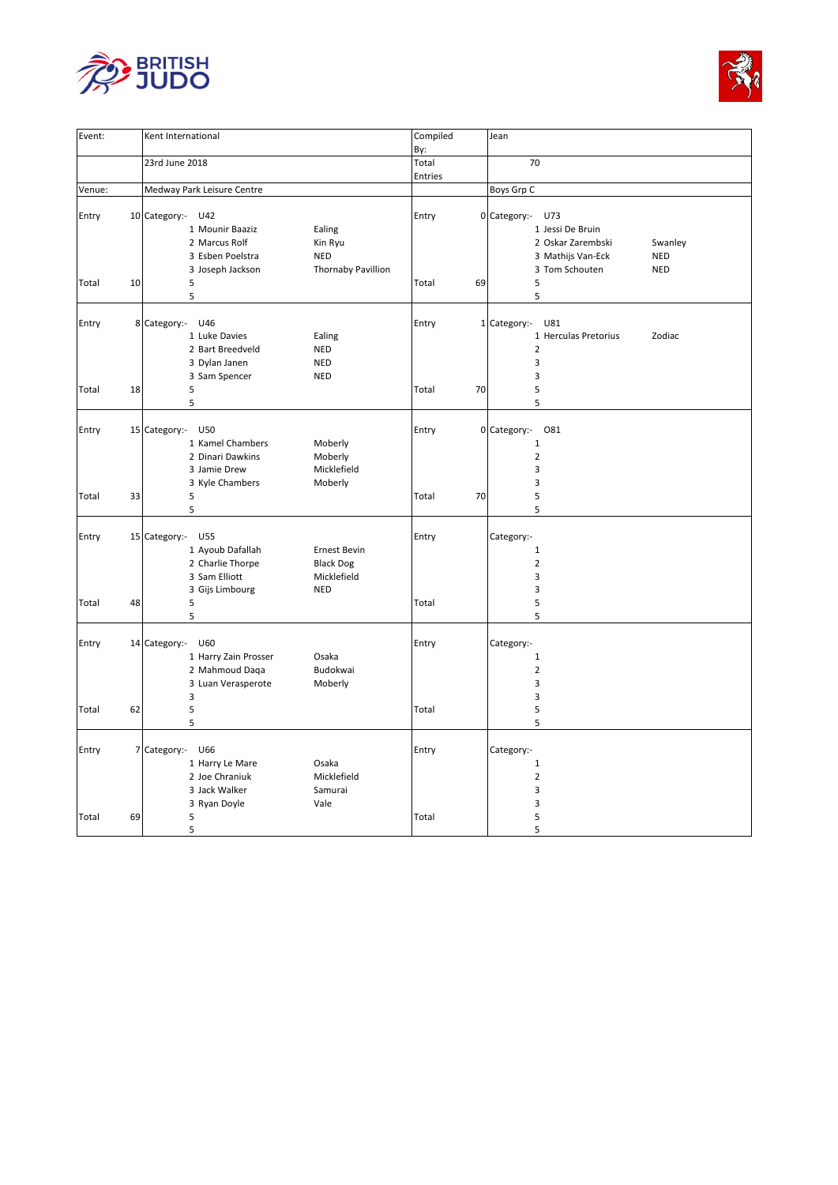| | | | | | | | |
|---|---|---|---|---|---|---|---|
| Event: | Kent International | | | Compiled By: | Jean | | |
| | 23rd June 2018 | | | Total Entries | 70 | | |
| Venue: | Medway Park Leisure Centre | | | | Boys Grp C | | |
| Entry | 10 | Category:- U42 | | Entry | 0 | Category:- U73 | |
| | | 1 Mounir Baaziz | Ealing | | | 1 Jessi De Bruin | |
| | | 2 Marcus Rolf | Kin Ryu | | | 2 Oskar Zarembski | Swanley |
| | | 3 Esben Poelstra | NED | | | 3 Mathijs Van-Eck | NED |
| | | 3 Joseph Jackson | Thornaby Pavillion | | | 3 Tom Schouten | NED |
| Total | 10 | 5 | | Total | 69 | 5 | |
| | | 5 | | | | 5 | |
| Entry | 8 | Category:- U46 | | Entry | 1 | Category:- U81 | |
| | | 1 Luke Davies | Ealing | | | 1 Herculas Pretorius | Zodiac |
| | | 2 Bart Breedveld | NED | | | 2 | |
| | | 3 Dylan Janen | NED | | | 3 | |
| | | 3 Sam Spencer | NED | | | 3 | |
| Total | 18 | 5 | | Total | 70 | 5 | |
| | | 5 | | | | 5 | |
| Entry | 15 | Category:- U50 | | Entry | 0 | Category:- O81 | |
| | | 1 Kamel Chambers | Moberly | | | 1 | |
| | | 2 Dinari Dawkins | Moberly | | | 2 | |
| | | 3 Jamie Drew | Micklefield | | | 3 | |
| | | 3 Kyle Chambers | Moberly | | | 3 | |
| Total | 33 | 5 | | Total | 70 | 5 | |
| | | 5 | | | | 5 | |
| Entry | 15 | Category:- U55 | | Entry | | Category:- | |
| | | 1 Ayoub Dafallah | Ernest Bevin | | | 1 | |
| | | 2 Charlie Thorpe | Black Dog | | | 2 | |
| | | 3 Sam Elliott | Micklefield | | | 3 | |
| | | 3 Gijs Limbourg | NED | | | 3 | |
| Total | 48 | 5 | | Total | | 5 | |
| | | 5 | | | | 5 | |
| Entry | 14 | Category:- U60 | | Entry | | Category:- | |
| | | 1 Harry Zain Prosser | Osaka | | | 1 | |
| | | 2 Mahmoud Daqa | Budokwai | | | 2 | |
| | | 3 Luan Verasperote | Moberly | | | 3 | |
| | | 3 | | | | 3 | |
| Total | 62 | 5 | | Total | | 5 | |
| | | 5 | | | | 5 | |
| Entry | 7 | Category:- U66 | | Entry | | Category:- | |
| | | 1 Harry Le Mare | Osaka | | | 1 | |
| | | 2 Joe Chraniuk | Micklefield | | | 2 | |
| | | 3 Jack Walker | Samurai | | | 3 | |
| | | 3 Ryan Doyle | Vale | | | 3 | |
| Total | 69 | 5 | | Total | | 5 | |
| | | 5 | | | | 5 | |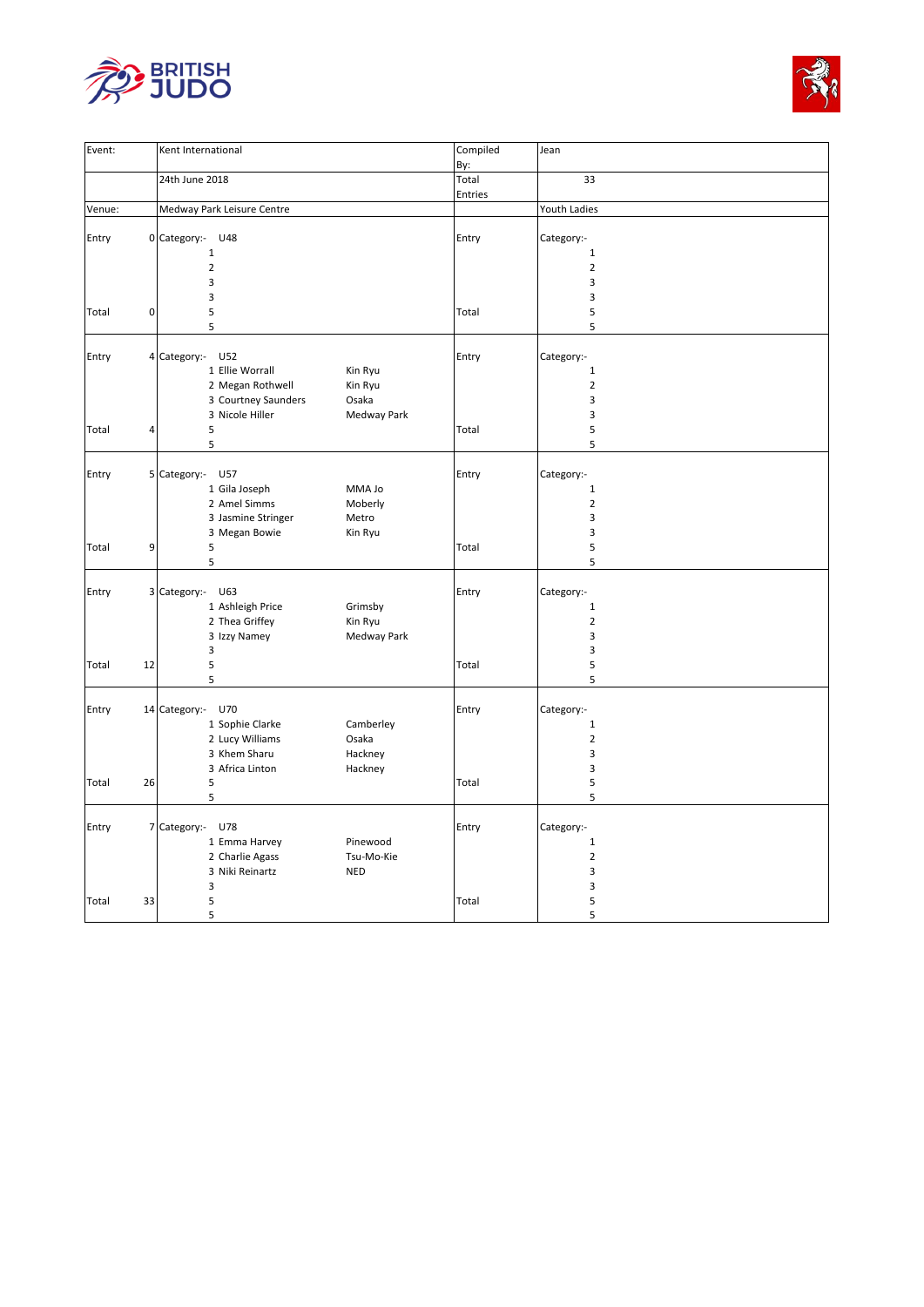| | | | | | |
|---|---|---|---|---|---|
| Event: | Kent International | | Compiled By: | Jean | |
| | 24th June 2018 | | Total Entries | 33 | |
| Venue: | Medway Park Leisure Centre | | | Youth Ladies | |
| Entry 0 | Category:- U48 | | Entry | Category:- | |
| | 1 | | | 1 | |
| | 2 | | | 2 | |
| | 3 | | | 3 | |
| | 3 | | | 3 | |
| Total 0 | 5 | | Total | 5 | |
| | 5 | | | 5 | |
| Entry 4 | Category:- U52 | | Entry | Category:- | |
| | 1 Ellie Worrall | Kin Ryu | | 1 | |
| | 2 Megan Rothwell | Kin Ryu | | 2 | |
| | 3 Courtney Saunders | Osaka | | 3 | |
| | 3 Nicole Hiller | Medway Park | | 3 | |
| Total 4 | 5 | | Total | 5 | |
| | 5 | | | 5 | |
| Entry 5 | Category:- U57 | | Entry | Category:- | |
| | 1 Gila Joseph | MMA Jo | | 1 | |
| | 2 Amel Simms | Moberly | | 2 | |
| | 3 Jasmine Stringer | Metro | | 3 | |
| | 3 Megan Bowie | Kin Ryu | | 3 | |
| Total 9 | 5 | | Total | 5 | |
| | 5 | | | 5 | |
| Entry 3 | Category:- U63 | | Entry | Category:- | |
| | 1 Ashleigh Price | Grimsby | | 1 | |
| | 2 Thea Griffey | Kin Ryu | | 2 | |
| | 3 Izzy Namey | Medway Park | | 3 | |
| | 3 | | | 3 | |
| Total 12 | 5 | | Total | 5 | |
| | 5 | | | 5 | |
| Entry 14 | Category:- U70 | | Entry | Category:- | |
| | 1 Sophie Clarke | Camberley | | 1 | |
| | 2 Lucy Williams | Osaka | | 2 | |
| | 3 Khem Sharu | Hackney | | 3 | |
| | 3 Africa Linton | Hackney | | 3 | |
| Total 26 | 5 | | Total | 5 | |
| | 5 | | | 5 | |
| Entry 7 | Category:- U78 | | Entry | Category:- | |
| | 1 Emma Harvey | Pinewood | | 1 | |
| | 2 Charlie Agass | Tsu-Mo-Kie | | 2 | |
| | 3 Niki Reinartz | NED | | 3 | |
| | 3 | | | 3 | |
| Total 33 | 5 | | Total | 5 | |
| | 5 | | | 5 | |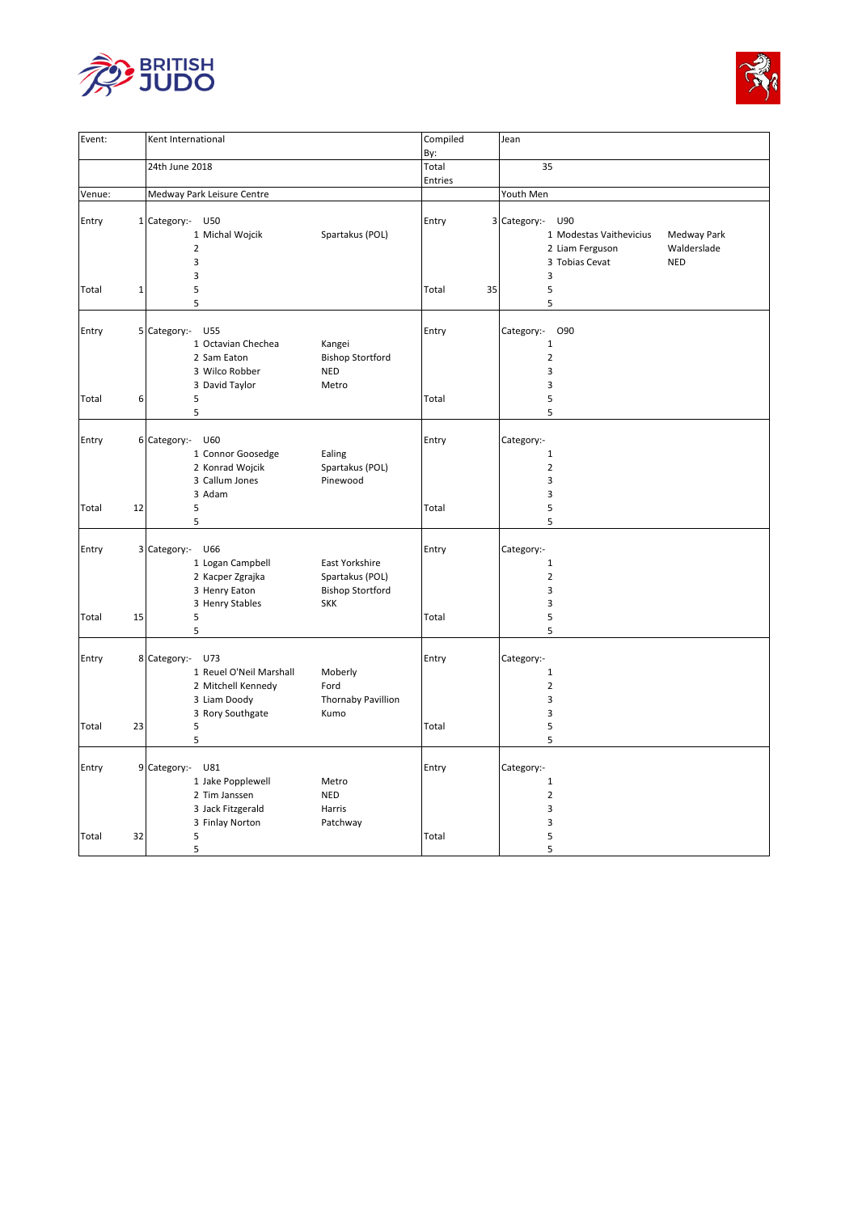BRITISH JUDO

| | | | | | | |
|---|---|---|---|---|---|---|
| Event: | Kent International | | Compiled By: | Jean | | |
| | 24th June 2018 | | Total Entries | 35 | | |
| Venue: | Medway Park Leisure Centre | | | Youth Men | | |
| Entry 1 | Category:- U50 | | Entry 3 | Category:- U90 | | |
| | 1 Michal Wojcik | Spartakus (POL) | | 1 Modestas Vaithevicius | Medway Park | |
| | 2 | | | 2 Liam Ferguson | Walderslade | |
| | 3 | | | 3 Tobias Cevat | NED | |
| | 3 | | | 3 | | |
| Total 1 | 5 | | Total 35 | 5 | | |
| | 5 | | | 5 | | |
| Entry 5 | Category:- U55 | | Entry | Category:- O90 | | |
| | 1 Octavian Chechea | Kangei | | 1 | | |
| | 2 Sam Eaton | Bishop Stortford | | 2 | | |
| | 3 Wilco Robber | NED | | 3 | | |
| | 3 David Taylor | Metro | | 3 | | |
| Total 6 | 5 | | Total | 5 | | |
| | 5 | | | 5 | | |
| Entry 6 | Category:- U60 | | Entry | Category:- | | |
| | 1 Connor Goosedge | Ealing | | 1 | | |
| | 2 Konrad Wojcik | Spartakus (POL) | | 2 | | |
| | 3 Callum Jones | Pinewood | | 3 | | |
| | 3 Adam | | | 3 | | |
| Total 12 | 5 | | Total | 5 | | |
| | 5 | | | 5 | | |
| Entry 3 | Category:- U66 | | Entry | Category:- | | |
| | 1 Logan Campbell | East Yorkshire | | 1 | | |
| | 2 Kacper Zgrajka | Spartakus (POL) | | 2 | | |
| | 3 Henry Eaton | Bishop Stortford | | 3 | | |
| | 3 Henry Stables | SKK | | 3 | | |
| Total 15 | 5 | | Total | 5 | | |
| | 5 | | | 5 | | |
| Entry 8 | Category:- U73 | | Entry | Category:- | | |
| | 1 Reuel O'Neil Marshall | Moberly | | 1 | | |
| | 2 Mitchell Kennedy | Ford | | 2 | | |
| | 3 Liam Doody | Thornaby Pavillion | | 3 | | |
| | 3 Rory Southgate | Kumo | | 3 | | |
| Total 23 | 5 | | Total | 5 | | |
| | 5 | | | 5 | | |
| Entry 9 | Category:- U81 | | Entry | Category:- | | |
| | 1 Jake Popplewell | Metro | | 1 | | |
| | 2 Tim Janssen | NED | | 2 | | |
| | 3 Jack Fitzgerald | Harris | | 3 | | |
| | 3 Finlay Norton | Patchway | | 3 | | |
| Total 32 | 5 | | Total | 5 | | |
| | 5 | | | 5 | | |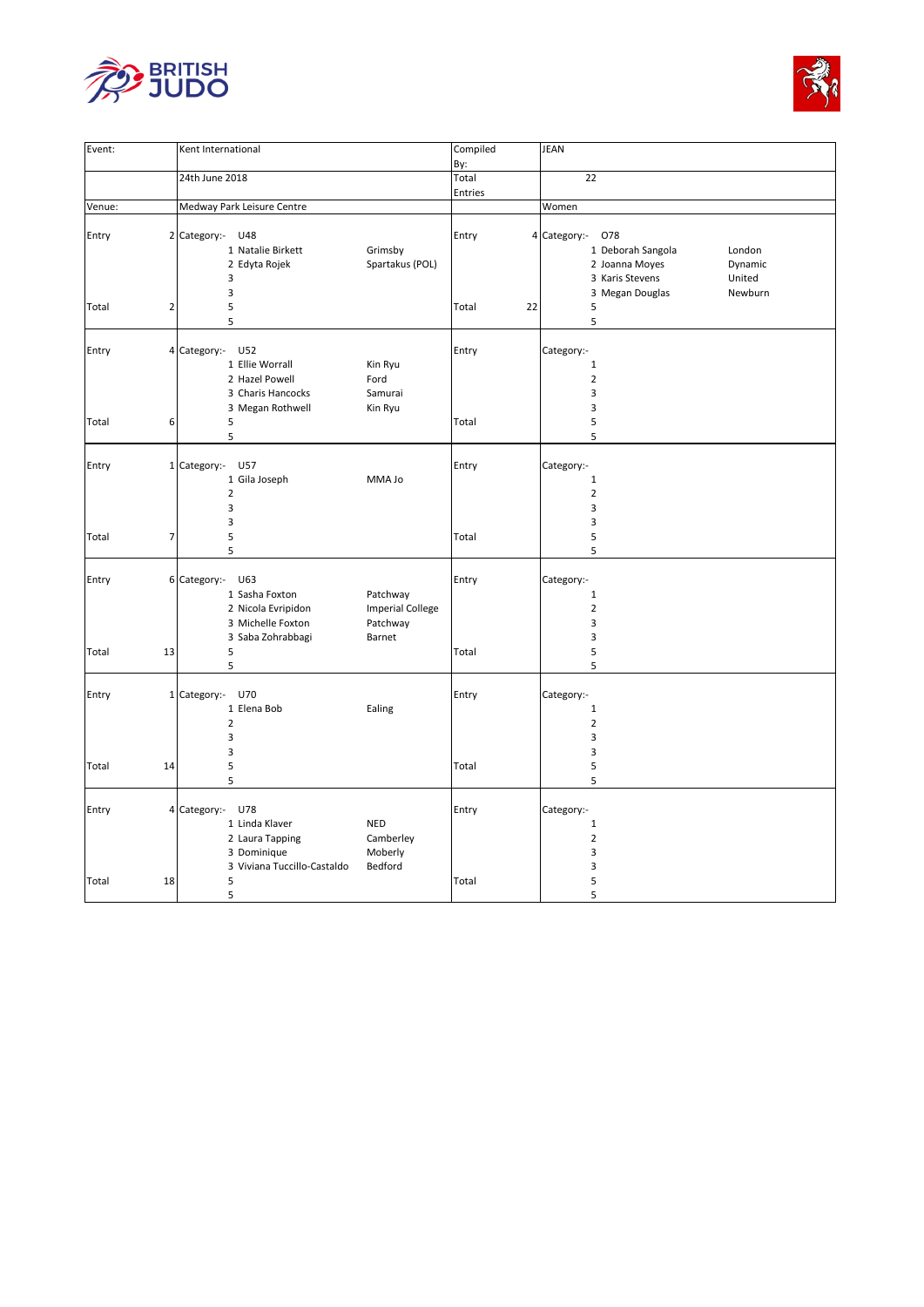| | | | | | |
|---|---|---|---|---|---|
| Event: | Kent International | | Compiled By: | JEAN | |
| | 24th June 2018 | | Total Entries | 22 | |
| Venue: | Medway Park Leisure Centre | | | Women | |

| | | | | | | | |
|---|---|---|---|---|---|---|---|
| Entry | 2 | Category:- U48 | | Entry | 4 | Category:- O78 | |
| | | 1 Natalie Birkett | Grimsby | | | 1 Deborah Sangola | London |
| | | 2 Edyta Rojek | Spartakus (POL) | | | 2 Joanna Moyes | Dynamic |
| | | 3 | | | | 3 Karis Stevens | United |
| | | 3 | | | | 3 Megan Douglas | Newburn |
| Total | 2 | 5 | | Total | 22 | 5 | |
| | | 5 | | | | 5 | |
| Entry | 4 | Category:- U52 | | Entry | | Category:- | |
| | | 1 Ellie Worrall | Kin Ryu | | | 1 | |
| | | 2 Hazel Powell | Ford | | | 2 | |
| | | 3 Charis Hancocks | Samurai | | | 3 | |
| | | 3 Megan Rothwell | Kin Ryu | | | 3 | |
| Total | 6 | 5 | | Total | | 5 | |
| | | 5 | | | | 5 | |
| Entry | 1 | Category:- U57 | | Entry | | Category:- | |
| | | 1 Gila Joseph | MMA Jo | | | 1 | |
| | | 2 | | | | 2 | |
| | | 3 | | | | 3 | |
| | | 3 | | | | 3 | |
| Total | 7 | 5 | | Total | | 5 | |
| | | 5 | | | | 5 | |
| Entry | 6 | Category:- U63 | | Entry | | Category:- | |
| | | 1 Sasha Foxton | Patchway | | | 1 | |
| | | 2 Nicola Evripidon | Imperial College | | | 2 | |
| | | 3 Michelle Foxton | Patchway | | | 3 | |
| | | 3 Saba Zohrabbagi | Barnet | | | 3 | |
| Total | 13 | 5 | | Total | | 5 | |
| | | 5 | | | | 5 | |
| Entry | 1 | Category:- U70 | | Entry | | Category:- | |
| | | 1 Elena Bob | Ealing | | | 1 | |
| | | 2 | | | | 2 | |
| | | 3 | | | | 3 | |
| | | 3 | | | | 3 | |
| Total | 14 | 5 | | Total | | 5 | |
| | | 5 | | | | 5 | |
| Entry | 4 | Category:- U78 | | Entry | | Category:- | |
| | | 1 Linda Klaver | NED | | | 1 | |
| | | 2 Laura Tapping | Camberley | | | 2 | |
| | | 3 Dominique | Moberly | | | 3 | |
| | | 3 Viviana Tuccillo-Castaldo | Bedford | | | 3 | |
| Total | 18 | 5 | | Total | | 5 | |
| | | 5 | | | | 5 | |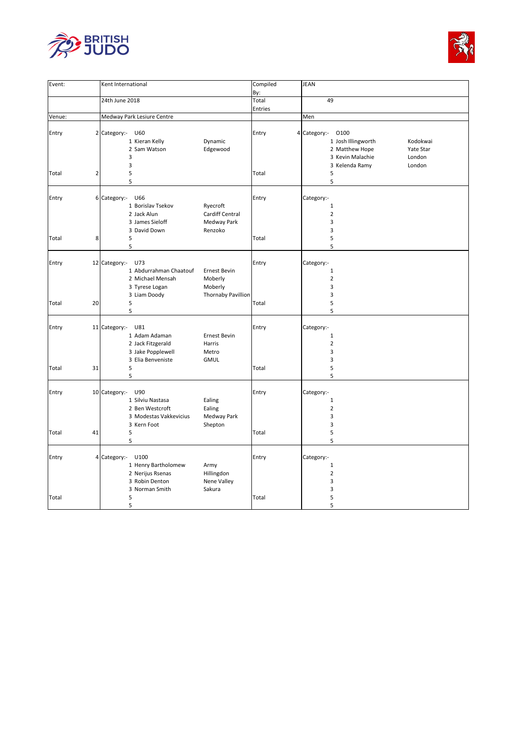| | | | | |
|---|---|---|---|---|
| Event: | Kent International | | Compiled By: | JEAN |
| | 24th June 2018 | | Total Entries | 49 |
| Venue: | Medway Park Lesiure Centre | | | Men |

| | | | | | | | | |
|---|---|---|---|---|---|---|---|---|
| Entry | 2 | Category:- U60 | | Entry | 4 | Category:- O100 | | |
| | | 1 | Kieran Kelly | Dynamic | | 1 | Josh Illingworth | Kodokwai |
| | | 2 | Sam Watson | Edgewood | | 2 | Matthew Hope | Yate Star |
| | | 3 | | | | 3 | Kevin Malachie | London |
| | | 3 | | | | 3 | Kelenda Ramy | London |
| Total | 2 | 5 | | Total | | 5 | | |
| | | 5 | | | | 5 | | |
| Entry | 6 | Category:- U66 | | Entry | | Category:- | | |
| | | 1 | Borislav Tsekov | Ryecroft | | 1 | | |
| | | 2 | Jack Alun | Cardiff Central | | 2 | | |
| | | 3 | James Sieloff | Medway Park | | 3 | | |
| | | 3 | David Down | Renzoko | | 3 | | |
| Total | 8 | 5 | | Total | | 5 | | |
| | | 5 | | | | 5 | | |
| Entry | 12 | Category:- U73 | | Entry | | Category:- | | |
| | | 1 | Abdurrahman Chaatouf | Ernest Bevin | | 1 | | |
| | | 2 | Michael Mensah | Moberly | | 2 | | |
| | | 3 | Tyrese Logan | Moberly | | 3 | | |
| | | 3 | Liam Doody | Thornaby Pavillion | | 3 | | |
| Total | 20 | 5 | | Total | | 5 | | |
| | | 5 | | | | 5 | | |
| Entry | 11 | Category:- U81 | | Entry | | Category:- | | |
| | | 1 | Adam Adaman | Ernest Bevin | | 1 | | |
| | | 2 | Jack Fitzgerald | Harris | | 2 | | |
| | | 3 | Jake Popplewell | Metro | | 3 | | |
| | | 3 | Elia Benveniste | GMUL | | 3 | | |
| Total | 31 | 5 | | Total | | 5 | | |
| | | 5 | | | | 5 | | |
| Entry | 10 | Category:- U90 | | Entry | | Category:- | | |
| | | 1 | Silviu Nastasa | Ealing | | 1 | | |
| | | 2 | Ben Westcroft | Ealing | | 2 | | |
| | | 3 | Modestas Vakkevicius | Medway Park | | 3 | | |
| | | 3 | Kern Foot | Shepton | | 3 | | |
| Total | 41 | 5 | | Total | | 5 | | |
| | | 5 | | | | 5 | | |
| Entry | 4 | Category:- U100 | | Entry | | Category:- | | |
| | | 1 | Henry Bartholomew | Army | | 1 | | |
| | | 2 | Nerijus Rsenas | Hillingdon | | 2 | | |
| | | 3 | Robin Denton | Nene Valley | | 3 | | |
| | | 3 | Norman Smith | Sakura | | 3 | | |
| Total | | 5 | | Total | | 5 | | |
| | | 5 | | | | 5 | | |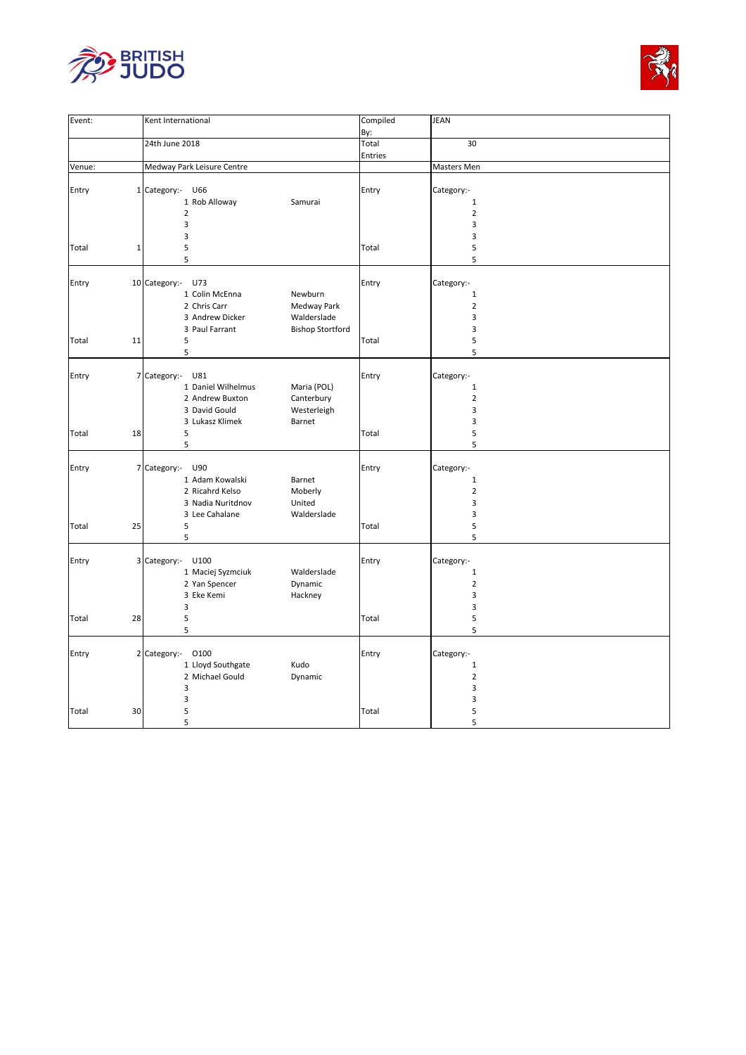| | | | | |
|---|---|---|---|---|
| Event: | Kent International | | Compiled By: | JEAN |
| | 24th June 2018 | | Total Entries | 30 |
| Venue: | Medway Park Leisure Centre | | | Masters Men |

| | | | | | | |
|---|---|---|---|---|---|---|
| Entry | 1 | Category:- U66 | | Entry | Category:- | |
| | | 1 Rob Alloway | Samurai | | 1 | |
| | | 2 | | | 2 | |
| | | 3 | | | 3 | |
| | | 3 | | | 3 | |
| Total | 1 | 5 | | Total | 5 | |
| | | 5 | | | 5 | |
| Entry | 10 | Category:- U73 | | Entry | Category:- | |
| | | 1 Colin McEnna | Newburn | | 1 | |
| | | 2 Chris Carr | Medway Park | | 2 | |
| | | 3 Andrew Dicker | Walderslade | | 3 | |
| | | 3 Paul Farrant | Bishop Stortford | | 3 | |
| Total | 11 | 5 | | Total | 5 | |
| | | 5 | | | 5 | |
| Entry | 7 | Category:- U81 | | Entry | Category:- | |
| | | 1 Daniel Wilhelmus | Maria (POL) | | 1 | |
| | | 2 Andrew Buxton | Canterbury | | 2 | |
| | | 3 David Gould | Westerleigh | | 3 | |
| | | 3 Lukasz Klimek | Barnet | | 3 | |
| Total | 18 | 5 | | Total | 5 | |
| | | 5 | | | 5 | |
| Entry | 7 | Category:- U90 | | Entry | Category:- | |
| | | 1 Adam Kowalski | Barnet | | 1 | |
| | | 2 Ricahrd Kelso | Moberly | | 2 | |
| | | 3 Nadia Nuritdnov | United | | 3 | |
| | | 3 Lee Cahalane | Walderslade | | 3 | |
| Total | 25 | 5 | | Total | 5 | |
| | | 5 | | | 5 | |
| Entry | 3 | Category:- U100 | | Entry | Category:- | |
| | | 1 Maciej Syzmciuk | Walderslade | | 1 | |
| | | 2 Yan Spencer | Dynamic | | 2 | |
| | | 3 Eke Kemi | Hackney | | 3 | |
| | | 3 | | | 3 | |
| Total | 28 | 5 | | Total | 5 | |
| | | 5 | | | 5 | |
| Entry | 2 | Category:- O100 | | Entry | Category:- | |
| | | 1 Lloyd Southgate | Kudo | | 1 | |
| | | 2 Michael Gould | Dynamic | | 2 | |
| | | 3 | | | 3 | |
| | | 3 | | | 3 | |
| Total | 30 | 5 | | Total | 5 | |
| | | 5 | | | 5 | |